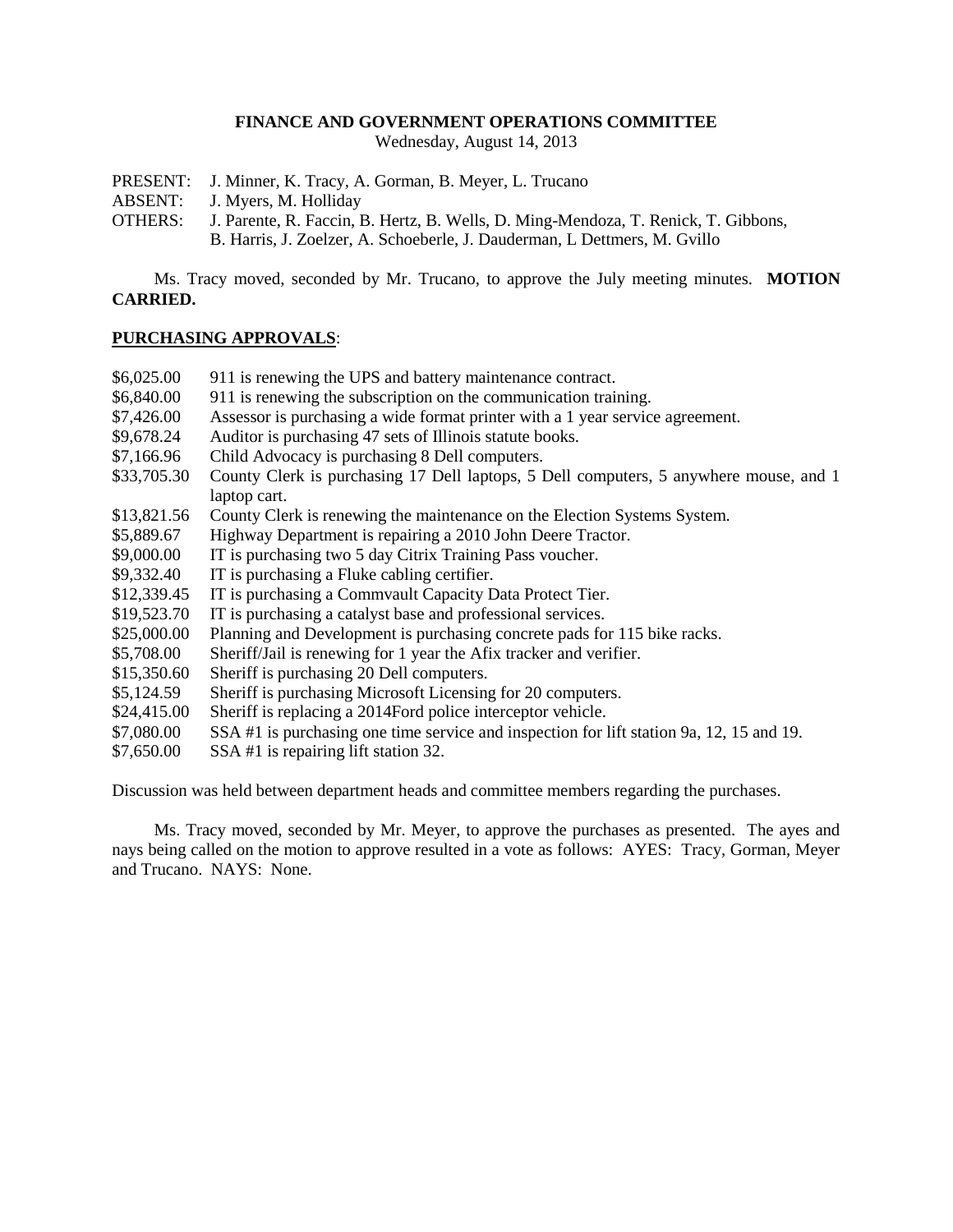**FINANCE AND GOVERNMENT OPERATIONS COMMITTEE**

Wednesday, August 14, 2013

PRESENT: J. Minner, K. Tracy, A. Gorman, B. Meyer, L. Trucano
ABSENT: J. Myers, M. Holliday
OTHERS: J. Parente, R. Faccin, B. Hertz, B. Wells, D. Ming-Mendoza, T. Renick, T. Gibbons, B. Harris, J. Zoelzer, A. Schoeberle, J. Dauderman, L Dettmers, M. Gvillo

Ms. Tracy moved, seconded by Mr. Trucano, to approve the July meeting minutes. **MOTION CARRIED.**

**PURCHASING APPROVALS**:

| | |
|---|---|
| $6,025.00 | 911 is renewing the UPS and battery maintenance contract. |
| $6,840.00 | 911 is renewing the subscription on the communication training. |
| $7,426.00 | Assessor is purchasing a wide format printer with a 1 year service agreement. |
| $9,678.24 | Auditor is purchasing 47 sets of Illinois statute books. |
| $7,166.96 | Child Advocacy is purchasing 8 Dell computers. |
| $33,705.30 | County Clerk is purchasing 17 Dell laptops, 5 Dell computers, 5 anywhere mouse, and 1 laptop cart. |
| $13,821.56 | County Clerk is renewing the maintenance on the Election Systems System. |
| $5,889.67 | Highway Department is repairing a 2010 John Deere Tractor. |
| $9,000.00 | IT is purchasing two 5 day Citrix Training Pass voucher. |
| $9,332.40 | IT is purchasing a Fluke cabling certifier. |
| $12,339.45 | IT is purchasing a Commvault Capacity Data Protect Tier. |
| $19,523.70 | IT is purchasing a catalyst base and professional services. |
| $25,000.00 | Planning and Development is purchasing concrete pads for 115 bike racks. |
| $5,708.00 | Sheriff/Jail is renewing for 1 year the Afix tracker and verifier. |
| $15,350.60 | Sheriff is purchasing 20 Dell computers. |
| $5,124.59 | Sheriff is purchasing Microsoft Licensing for 20 computers. |
| $24,415.00 | Sheriff is replacing a 2014Ford police interceptor vehicle. |
| $7,080.00 | SSA #1 is purchasing one time service and inspection for lift station 9a, 12, 15 and 19. |
| $7,650.00 | SSA #1 is repairing lift station 32. |

Discussion was held between department heads and committee members regarding the purchases.

Ms. Tracy moved, seconded by Mr. Meyer, to approve the purchases as presented. The ayes and nays being called on the motion to approve resulted in a vote as follows: AYES: Tracy, Gorman, Meyer and Trucano. NAYS: None.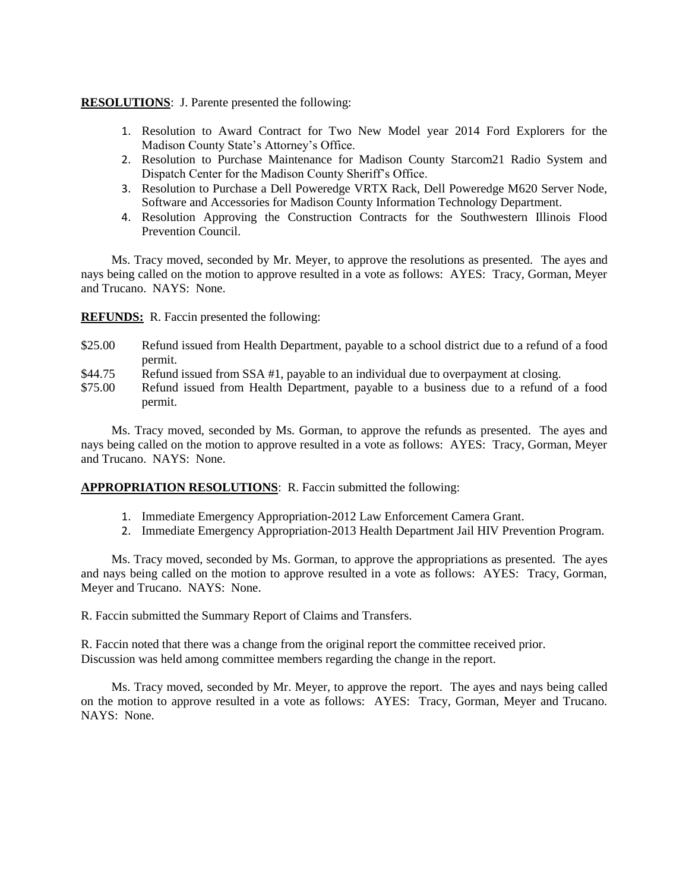**RESOLUTIONS**: J. Parente presented the following:

1. Resolution to Award Contract for Two New Model year 2014 Ford Explorers for the Madison County State's Attorney's Office.
2. Resolution to Purchase Maintenance for Madison County Starcom21 Radio System and Dispatch Center for the Madison County Sheriff's Office.
3. Resolution to Purchase a Dell Poweredge VRTX Rack, Dell Poweredge M620 Server Node, Software and Accessories for Madison County Information Technology Department.
4. Resolution Approving the Construction Contracts for the Southwestern Illinois Flood Prevention Council.

Ms. Tracy moved, seconded by Mr. Meyer, to approve the resolutions as presented. The ayes and nays being called on the motion to approve resulted in a vote as follows: AYES: Tracy, Gorman, Meyer and Trucano. NAYS: None.

**REFUNDS:** R. Faccin presented the following:

- \$25.00 Refund issued from Health Department, payable to a school district due to a refund of a food permit.
- \$44.75 Refund issued from SSA #1, payable to an individual due to overpayment at closing.
- \$75.00 Refund issued from Health Department, payable to a business due to a refund of a food permit.

Ms. Tracy moved, seconded by Ms. Gorman, to approve the refunds as presented. The ayes and nays being called on the motion to approve resulted in a vote as follows: AYES: Tracy, Gorman, Meyer and Trucano. NAYS: None.

**APPROPRIATION RESOLUTIONS**: R. Faccin submitted the following:

1. Immediate Emergency Appropriation-2012 Law Enforcement Camera Grant.
2. Immediate Emergency Appropriation-2013 Health Department Jail HIV Prevention Program.

Ms. Tracy moved, seconded by Ms. Gorman, to approve the appropriations as presented. The ayes and nays being called on the motion to approve resulted in a vote as follows: AYES: Tracy, Gorman, Meyer and Trucano. NAYS: None.

R. Faccin submitted the Summary Report of Claims and Transfers.

R. Faccin noted that there was a change from the original report the committee received prior.
Discussion was held among committee members regarding the change in the report.

Ms. Tracy moved, seconded by Mr. Meyer, to approve the report. The ayes and nays being called on the motion to approve resulted in a vote as follows: AYES: Tracy, Gorman, Meyer and Trucano. NAYS: None.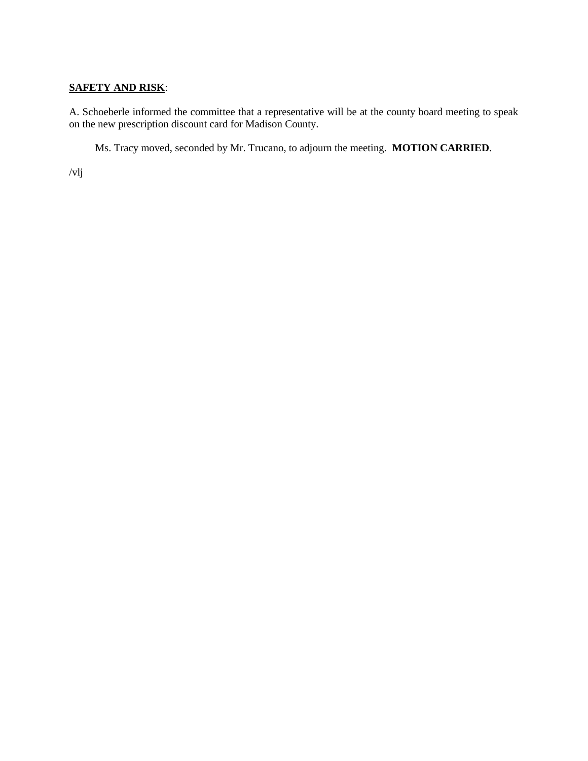**<u>SAFETY AND RISK</u>**:

A. Schoeberle informed the committee that a representative will be at the county board meeting to speak on the new prescription discount card for Madison County.

Ms. Tracy moved, seconded by Mr. Trucano, to adjourn the meeting. **MOTION CARRIED**.

/vlj